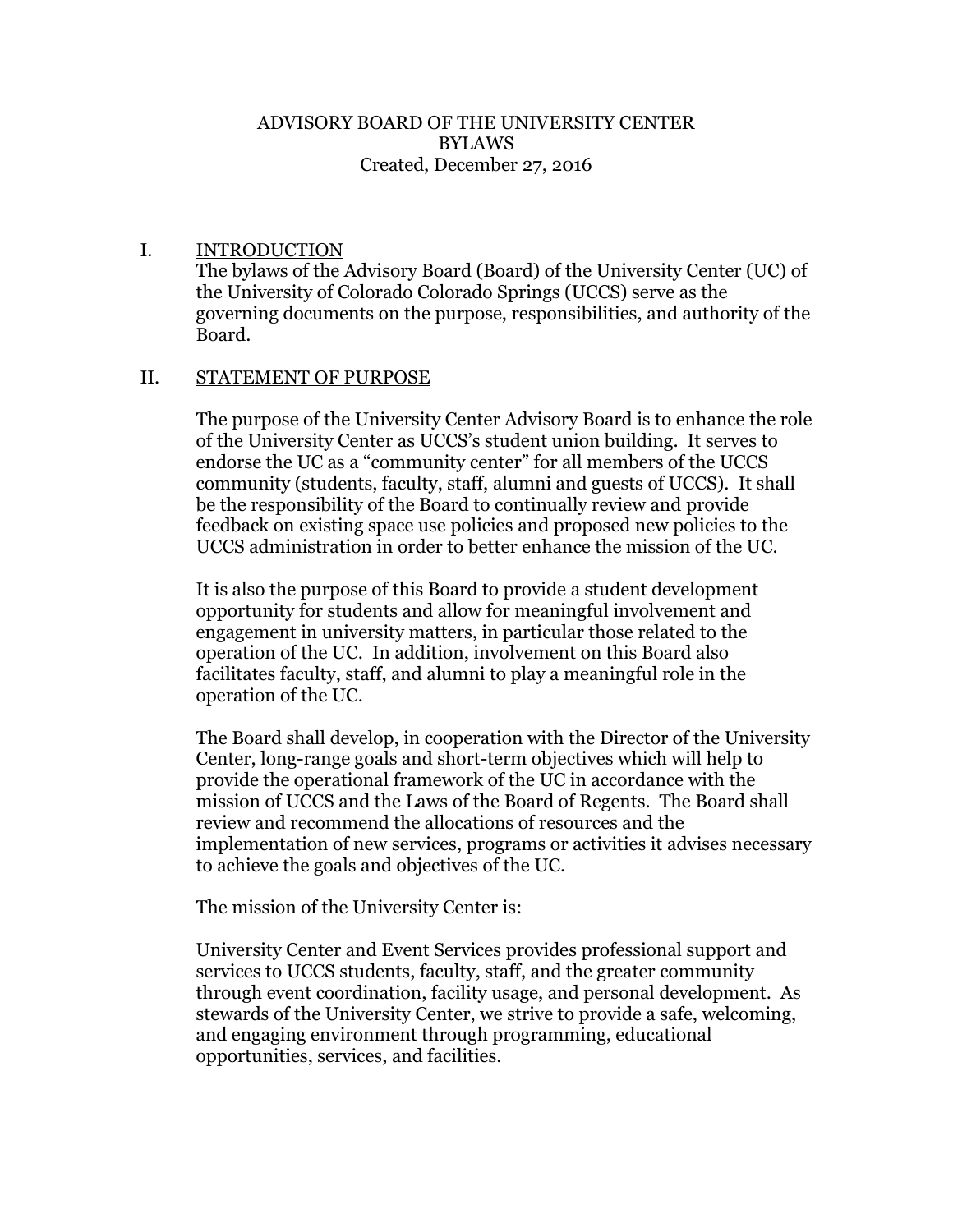# ADVISORY BOARD OF THE UNIVERSITY CENTER
# BYLAWS

Created, December 27, 2016

## I. INTRODUCTION

The bylaws of the Advisory Board (Board) of the University Center (UC) of the University of Colorado Colorado Springs (UCCS) serve as the governing documents on the purpose, responsibilities, and authority of the Board.

## II. STATEMENT OF PURPOSE

The purpose of the University Center Advisory Board is to enhance the role of the University Center as UCCS's student union building. It serves to endorse the UC as a "community center" for all members of the UCCS community (students, faculty, staff, alumni and guests of UCCS). It shall be the responsibility of the Board to continually review and provide feedback on existing space use policies and proposed new policies to the UCCS administration in order to better enhance the mission of the UC.

It is also the purpose of this Board to provide a student development opportunity for students and allow for meaningful involvement and engagement in university matters, in particular those related to the operation of the UC. In addition, involvement on this Board also facilitates faculty, staff, and alumni to play a meaningful role in the operation of the UC.

The Board shall develop, in cooperation with the Director of the University Center, long-range goals and short-term objectives which will help to provide the operational framework of the UC in accordance with the mission of UCCS and the Laws of the Board of Regents. The Board shall review and recommend the allocations of resources and the implementation of new services, programs or activities it advises necessary to achieve the goals and objectives of the UC.

The mission of the University Center is:

University Center and Event Services provides professional support and services to UCCS students, faculty, staff, and the greater community through event coordination, facility usage, and personal development. As stewards of the University Center, we strive to provide a safe, welcoming, and engaging environment through programming, educational opportunities, services, and facilities.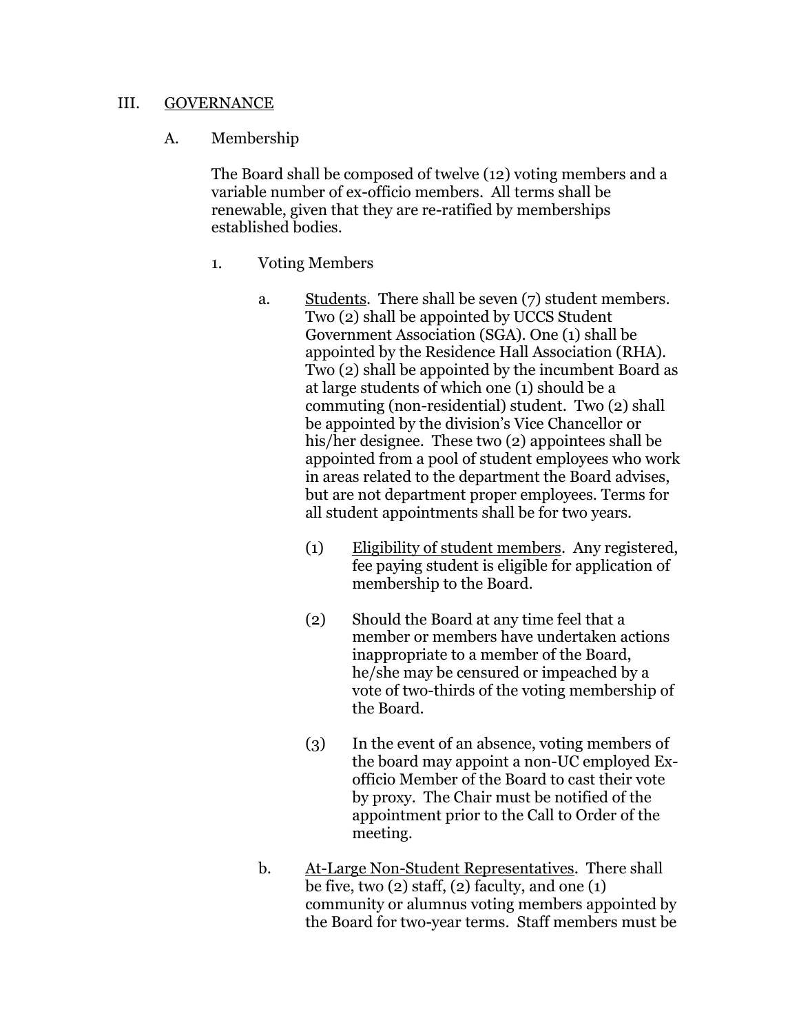## III. GOVERNANCE

### A. Membership

The Board shall be composed of twelve (12) voting members and a variable number of ex-officio members. All terms shall be renewable, given that they are re-ratified by memberships established bodies.

1. Voting Members

   a. Students. There shall be seven (7) student members. Two (2) shall be appointed by UCCS Student Government Association (SGA). One (1) shall be appointed by the Residence Hall Association (RHA). Two (2) shall be appointed by the incumbent Board as at large students of which one (1) should be a commuting (non-residential) student. Two (2) shall be appointed by the division's Vice Chancellor or his/her designee. These two (2) appointees shall be appointed from a pool of student employees who work in areas related to the department the Board advises, but are not department proper employees. Terms for all student appointments shall be for two years.

      (1) Eligibility of student members. Any registered, fee paying student is eligible for application of membership to the Board.

      (2) Should the Board at any time feel that a member or members have undertaken actions inappropriate to a member of the Board, he/she may be censured or impeached by a vote of two-thirds of the voting membership of the Board.

      (3) In the event of an absence, voting members of the board may appoint a non-UC employed Ex-officio Member of the Board to cast their vote by proxy. The Chair must be notified of the appointment prior to the Call to Order of the meeting.

   b. At-Large Non-Student Representatives. There shall be five, two (2) staff, (2) faculty, and one (1) community or alumnus voting members appointed by the Board for two-year terms. Staff members must be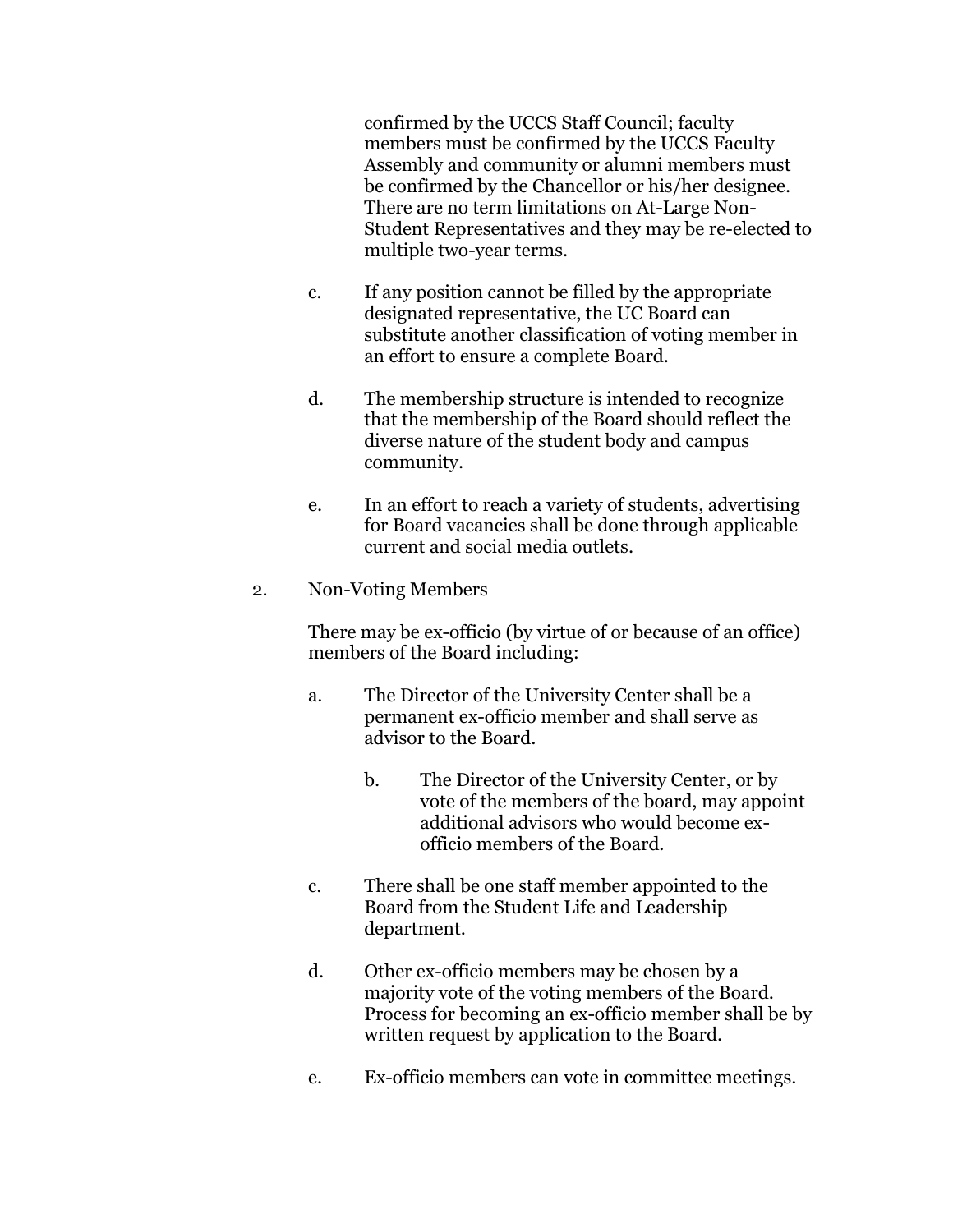confirmed by the UCCS Staff Council; faculty members must be confirmed by the UCCS Faculty Assembly and community or alumni members must be confirmed by the Chancellor or his/her designee. There are no term limitations on At-Large Non-Student Representatives and they may be re-elected to multiple two-year terms.

c. If any position cannot be filled by the appropriate designated representative, the UC Board can substitute another classification of voting member in an effort to ensure a complete Board.

d. The membership structure is intended to recognize that the membership of the Board should reflect the diverse nature of the student body and campus community.

e. In an effort to reach a variety of students, advertising for Board vacancies shall be done through applicable current and social media outlets.

2. Non-Voting Members

There may be ex-officio (by virtue of or because of an office) members of the Board including:

a. The Director of the University Center shall be a permanent ex-officio member and shall serve as advisor to the Board.

b. The Director of the University Center, or by vote of the members of the board, may appoint additional advisors who would become ex-officio members of the Board.

c. There shall be one staff member appointed to the Board from the Student Life and Leadership department.

d. Other ex-officio members may be chosen by a majority vote of the voting members of the Board. Process for becoming an ex-officio member shall be by written request by application to the Board.

e. Ex-officio members can vote in committee meetings.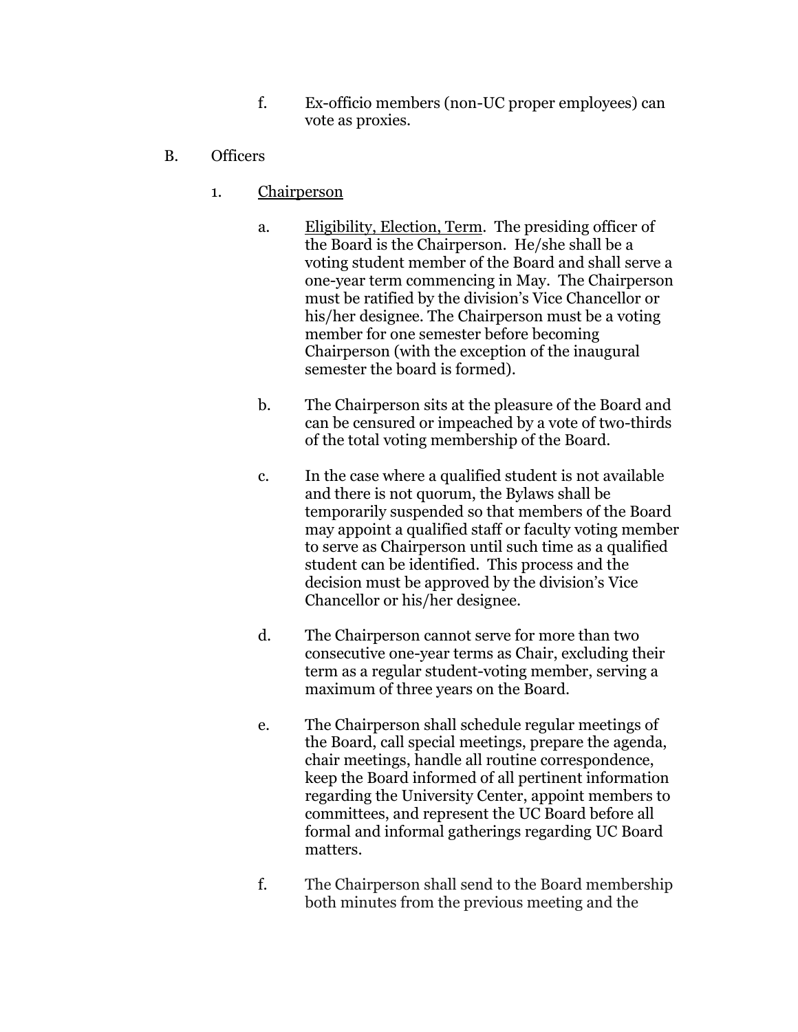f. Ex-officio members (non-UC proper employees) can vote as proxies.

B. Officers

1. <u>Chairperson</u>

a. <u>Eligibility, Election, Term</u>. The presiding officer of the Board is the Chairperson. He/she shall be a voting student member of the Board and shall serve a one-year term commencing in May. The Chairperson must be ratified by the division's Vice Chancellor or his/her designee. The Chairperson must be a voting member for one semester before becoming Chairperson (with the exception of the inaugural semester the board is formed).

b. The Chairperson sits at the pleasure of the Board and can be censured or impeached by a vote of two-thirds of the total voting membership of the Board.

c. In the case where a qualified student is not available and there is not quorum, the Bylaws shall be temporarily suspended so that members of the Board may appoint a qualified staff or faculty voting member to serve as Chairperson until such time as a qualified student can be identified. This process and the decision must be approved by the division's Vice Chancellor or his/her designee.

d. The Chairperson cannot serve for more than two consecutive one-year terms as Chair, excluding their term as a regular student-voting member, serving a maximum of three years on the Board.

e. The Chairperson shall schedule regular meetings of the Board, call special meetings, prepare the agenda, chair meetings, handle all routine correspondence, keep the Board informed of all pertinent information regarding the University Center, appoint members to committees, and represent the UC Board before all formal and informal gatherings regarding UC Board matters.

f. The Chairperson shall send to the Board membership both minutes from the previous meeting and the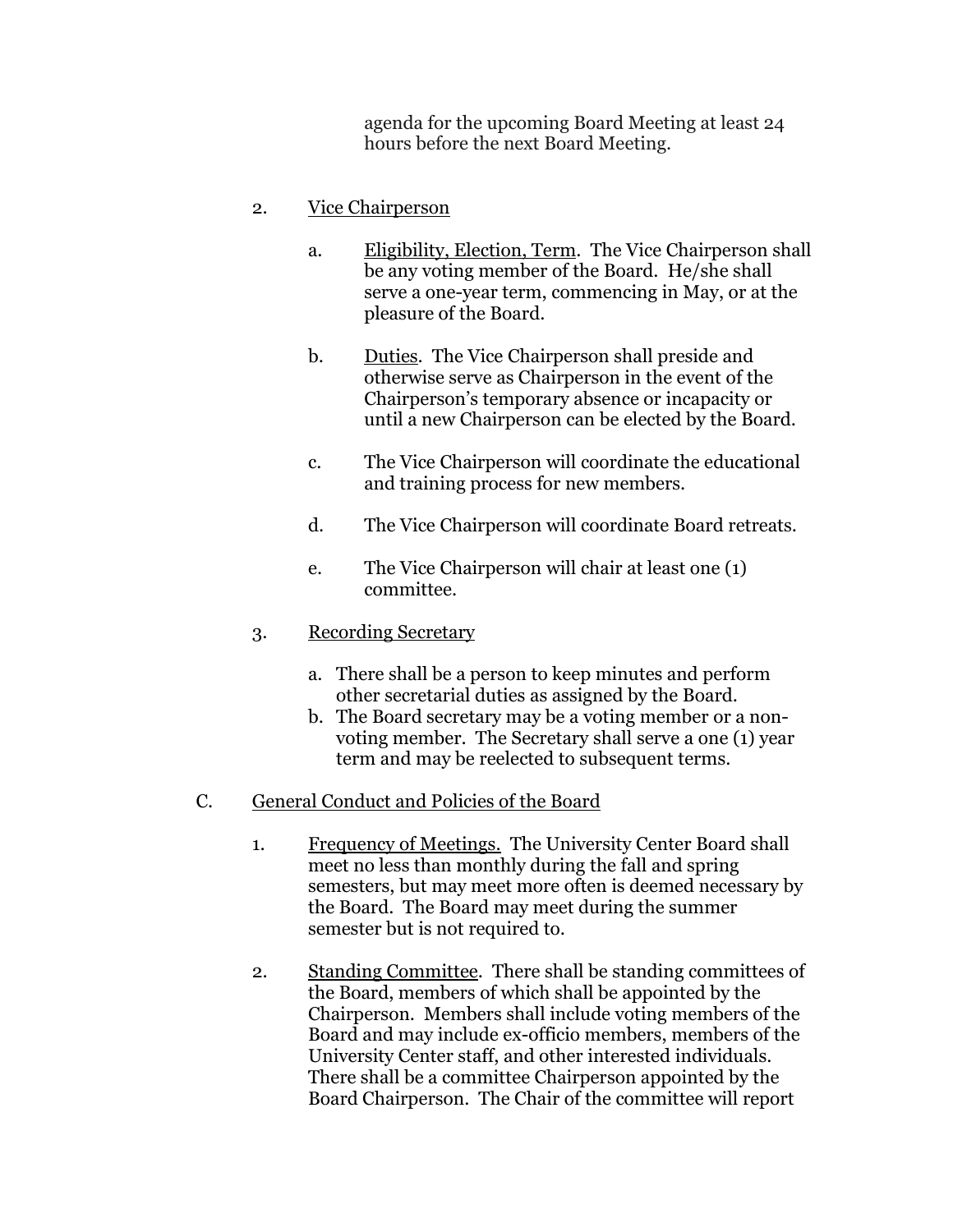agenda for the upcoming Board Meeting at least 24 hours before the next Board Meeting.

2. <u>Vice Chairperson</u>

   a. <u>Eligibility, Election, Term</u>. The Vice Chairperson shall be any voting member of the Board. He/she shall serve a one-year term, commencing in May, or at the pleasure of the Board.

   b. <u>Duties</u>. The Vice Chairperson shall preside and otherwise serve as Chairperson in the event of the Chairperson's temporary absence or incapacity or until a new Chairperson can be elected by the Board.

   c. The Vice Chairperson will coordinate the educational and training process for new members.

   d. The Vice Chairperson will coordinate Board retreats.

   e. The Vice Chairperson will chair at least one (1) committee.

3. <u>Recording Secretary</u>

   a. There shall be a person to keep minutes and perform other secretarial duties as assigned by the Board.
   b. The Board secretary may be a voting member or a non-voting member. The Secretary shall serve a one (1) year term and may be reelected to subsequent terms.

C. <u>General Conduct and Policies of the Board</u>

1. <u>Frequency of Meetings.</u> The University Center Board shall meet no less than monthly during the fall and spring semesters, but may meet more often is deemed necessary by the Board. The Board may meet during the summer semester but is not required to.

2. <u>Standing Committee</u>. There shall be standing committees of the Board, members of which shall be appointed by the Chairperson. Members shall include voting members of the Board and may include ex-officio members, members of the University Center staff, and other interested individuals. There shall be a committee Chairperson appointed by the Board Chairperson. The Chair of the committee will report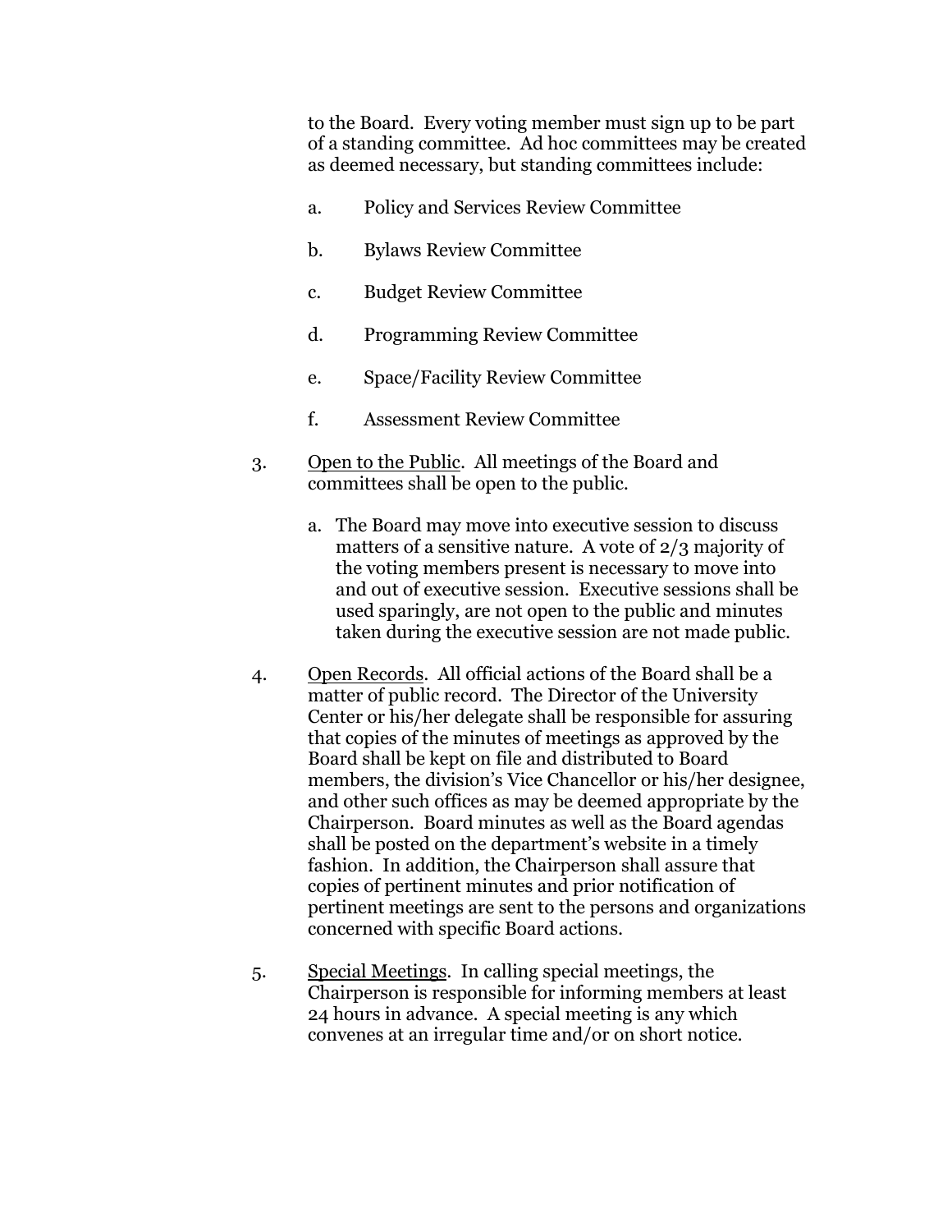to the Board. Every voting member must sign up to be part of a standing committee. Ad hoc committees may be created as deemed necessary, but standing committees include:

a. Policy and Services Review Committee

b. Bylaws Review Committee

c. Budget Review Committee

d. Programming Review Committee

e. Space/Facility Review Committee

f. Assessment Review Committee

3. Open to the Public. All meetings of the Board and committees shall be open to the public.

   a. The Board may move into executive session to discuss matters of a sensitive nature. A vote of 2/3 majority of the voting members present is necessary to move into and out of executive session. Executive sessions shall be used sparingly, are not open to the public and minutes taken during the executive session are not made public.

4. Open Records. All official actions of the Board shall be a matter of public record. The Director of the University Center or his/her delegate shall be responsible for assuring that copies of the minutes of meetings as approved by the Board shall be kept on file and distributed to Board members, the division's Vice Chancellor or his/her designee, and other such offices as may be deemed appropriate by the Chairperson. Board minutes as well as the Board agendas shall be posted on the department's website in a timely fashion. In addition, the Chairperson shall assure that copies of pertinent minutes and prior notification of pertinent meetings are sent to the persons and organizations concerned with specific Board actions.

5. Special Meetings. In calling special meetings, the Chairperson is responsible for informing members at least 24 hours in advance. A special meeting is any which convenes at an irregular time and/or on short notice.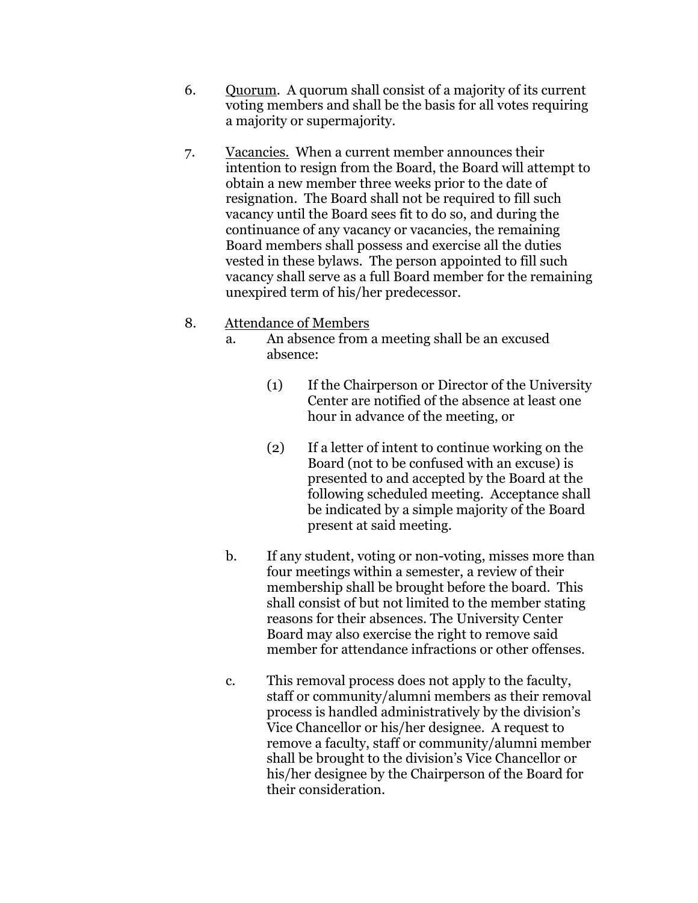6. <u>Quorum</u>. A quorum shall consist of a majority of its current voting members and shall be the basis for all votes requiring a majority or supermajority.

7. <u>Vacancies.</u> When a current member announces their intention to resign from the Board, the Board will attempt to obtain a new member three weeks prior to the date of resignation. The Board shall not be required to fill such vacancy until the Board sees fit to do so, and during the continuance of any vacancy or vacancies, the remaining Board members shall possess and exercise all the duties vested in these bylaws. The person appointed to fill such vacancy shall serve as a full Board member for the remaining unexpired term of his/her predecessor.

8. <u>Attendance of Members</u>

   a. An absence from a meeting shall be an excused absence:

      (1) If the Chairperson or Director of the University Center are notified of the absence at least one hour in advance of the meeting, or

      (2) If a letter of intent to continue working on the Board (not to be confused with an excuse) is presented to and accepted by the Board at the following scheduled meeting. Acceptance shall be indicated by a simple majority of the Board present at said meeting.

   b. If any student, voting or non-voting, misses more than four meetings within a semester, a review of their membership shall be brought before the board. This shall consist of but not limited to the member stating reasons for their absences. The University Center Board may also exercise the right to remove said member for attendance infractions or other offenses.

   c. This removal process does not apply to the faculty, staff or community/alumni members as their removal process is handled administratively by the division's Vice Chancellor or his/her designee. A request to remove a faculty, staff or community/alumni member shall be brought to the division's Vice Chancellor or his/her designee by the Chairperson of the Board for their consideration.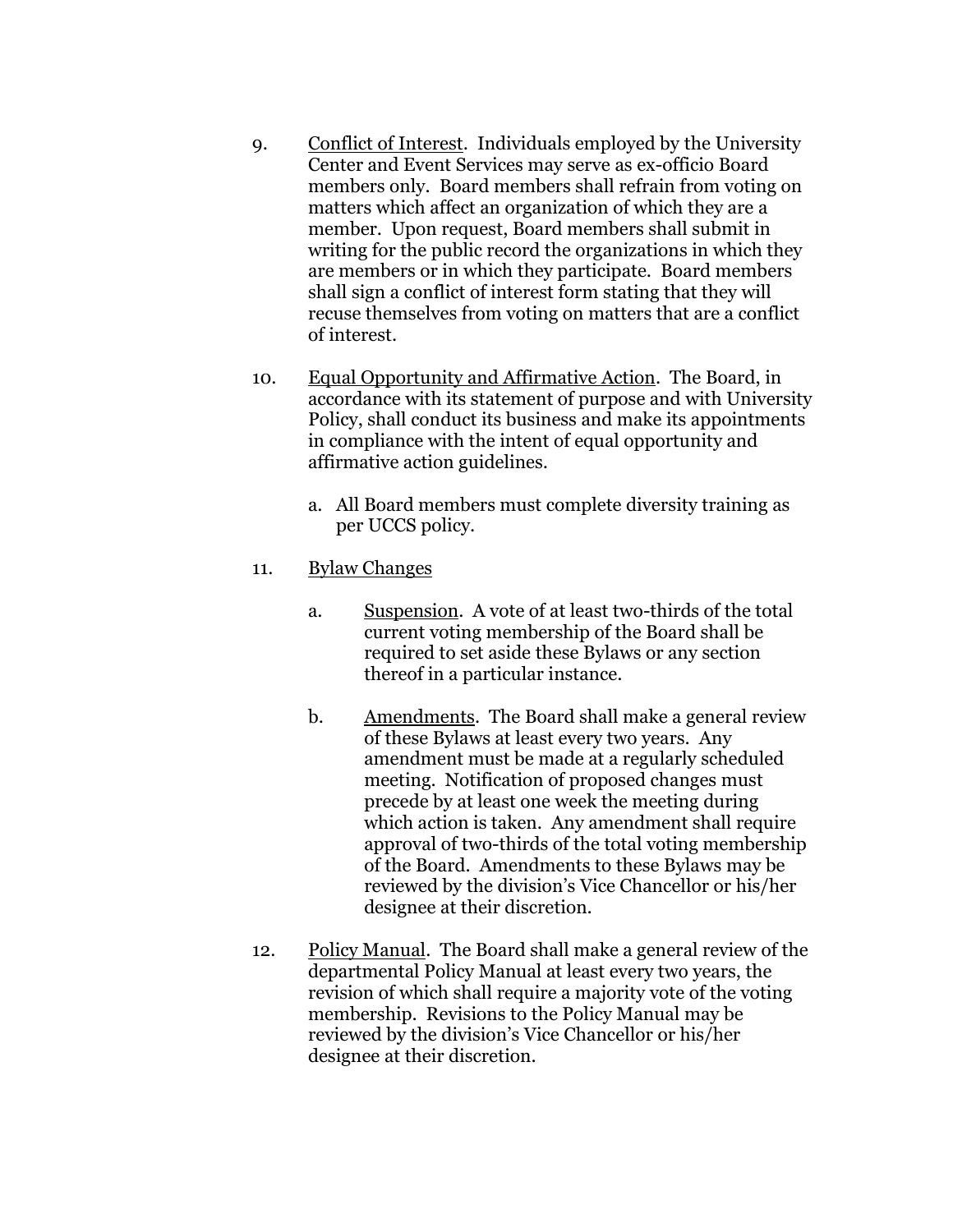9. Conflict of Interest. Individuals employed by the University Center and Event Services may serve as ex-officio Board members only. Board members shall refrain from voting on matters which affect an organization of which they are a member. Upon request, Board members shall submit in writing for the public record the organizations in which they are members or in which they participate. Board members shall sign a conflict of interest form stating that they will recuse themselves from voting on matters that are a conflict of interest.

10. Equal Opportunity and Affirmative Action. The Board, in accordance with its statement of purpose and with University Policy, shall conduct its business and make its appointments in compliance with the intent of equal opportunity and affirmative action guidelines.

    a. All Board members must complete diversity training as per UCCS policy.

11. Bylaw Changes

    a. Suspension. A vote of at least two-thirds of the total current voting membership of the Board shall be required to set aside these Bylaws or any section thereof in a particular instance.

    b. Amendments. The Board shall make a general review of these Bylaws at least every two years. Any amendment must be made at a regularly scheduled meeting. Notification of proposed changes must precede by at least one week the meeting during which action is taken. Any amendment shall require approval of two-thirds of the total voting membership of the Board. Amendments to these Bylaws may be reviewed by the division's Vice Chancellor or his/her designee at their discretion.

12. Policy Manual. The Board shall make a general review of the departmental Policy Manual at least every two years, the revision of which shall require a majority vote of the voting membership. Revisions to the Policy Manual may be reviewed by the division's Vice Chancellor or his/her designee at their discretion.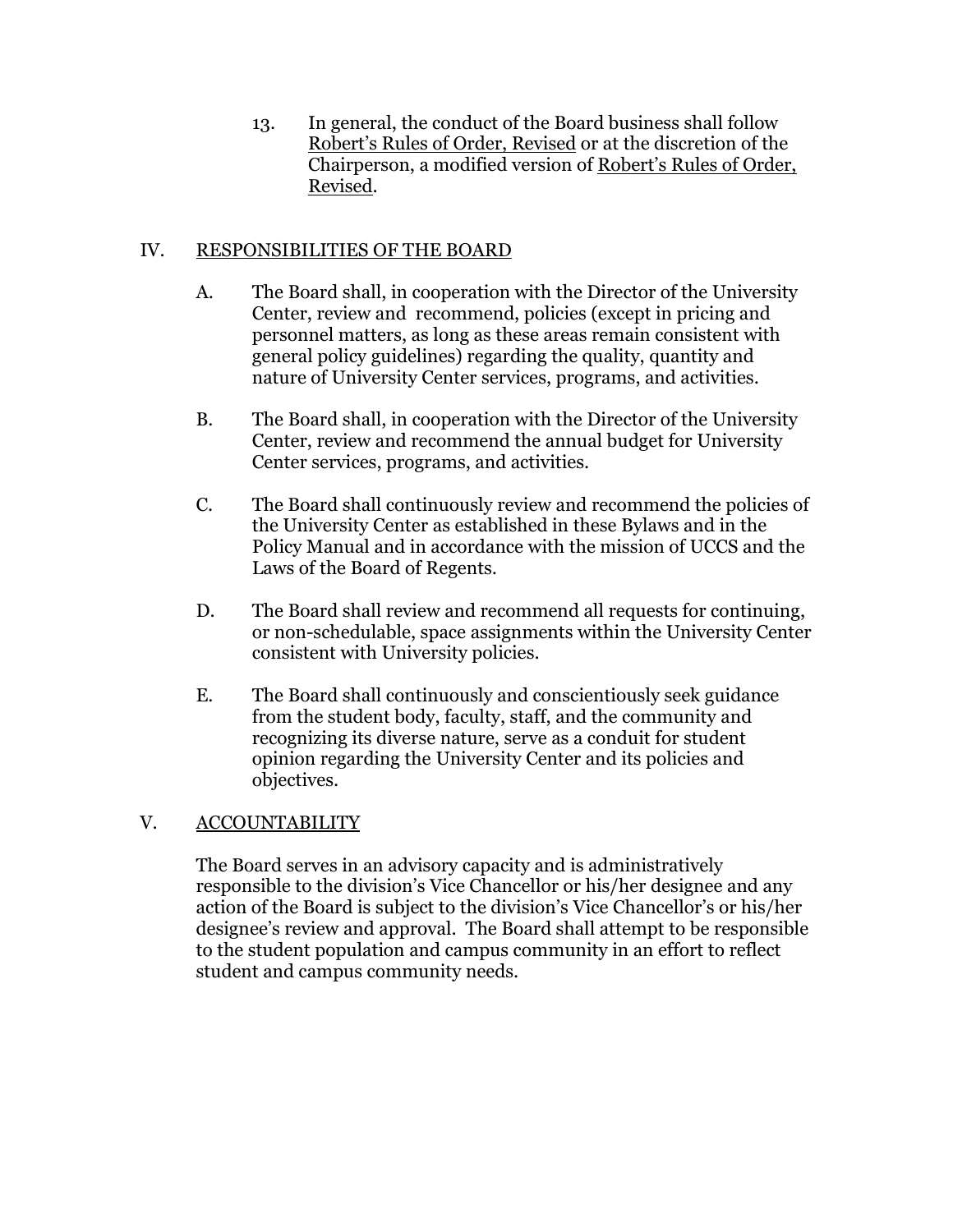13. In general, the conduct of the Board business shall follow Robert's Rules of Order, Revised or at the discretion of the Chairperson, a modified version of Robert's Rules of Order, Revised.

## IV. RESPONSIBILITIES OF THE BOARD

A. The Board shall, in cooperation with the Director of the University Center, review and recommend, policies (except in pricing and personnel matters, as long as these areas remain consistent with general policy guidelines) regarding the quality, quantity and nature of University Center services, programs, and activities.

B. The Board shall, in cooperation with the Director of the University Center, review and recommend the annual budget for University Center services, programs, and activities.

C. The Board shall continuously review and recommend the policies of the University Center as established in these Bylaws and in the Policy Manual and in accordance with the mission of UCCS and the Laws of the Board of Regents.

D. The Board shall review and recommend all requests for continuing, or non-schedulable, space assignments within the University Center consistent with University policies.

E. The Board shall continuously and conscientiously seek guidance from the student body, faculty, staff, and the community and recognizing its diverse nature, serve as a conduit for student opinion regarding the University Center and its policies and objectives.

## V. ACCOUNTABILITY

The Board serves in an advisory capacity and is administratively responsible to the division's Vice Chancellor or his/her designee and any action of the Board is subject to the division's Vice Chancellor's or his/her designee's review and approval. The Board shall attempt to be responsible to the student population and campus community in an effort to reflect student and campus community needs.